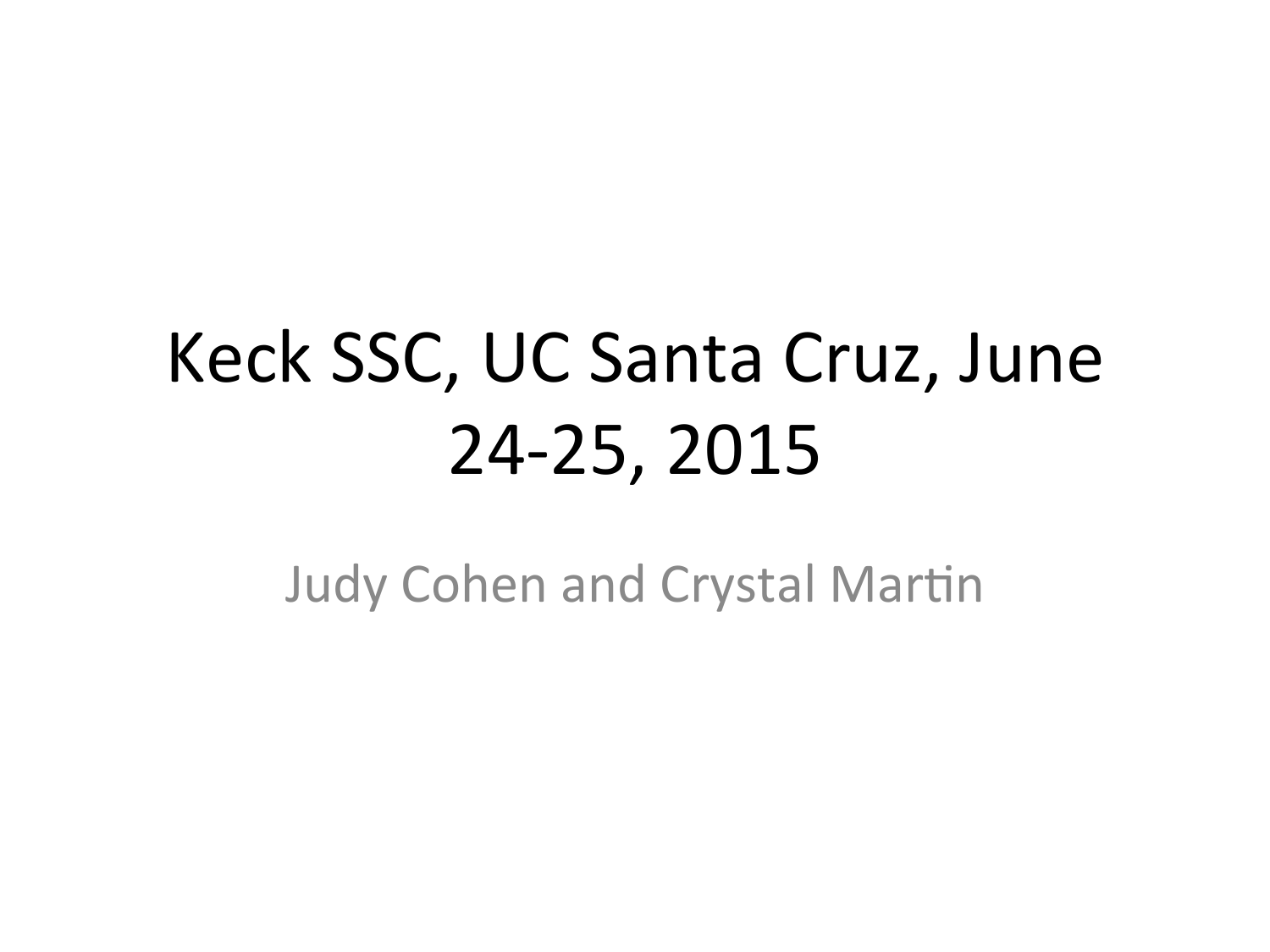# Keck SSC, UC Santa Cruz, June 24-25, 2015

Judy Cohen and Crystal Martin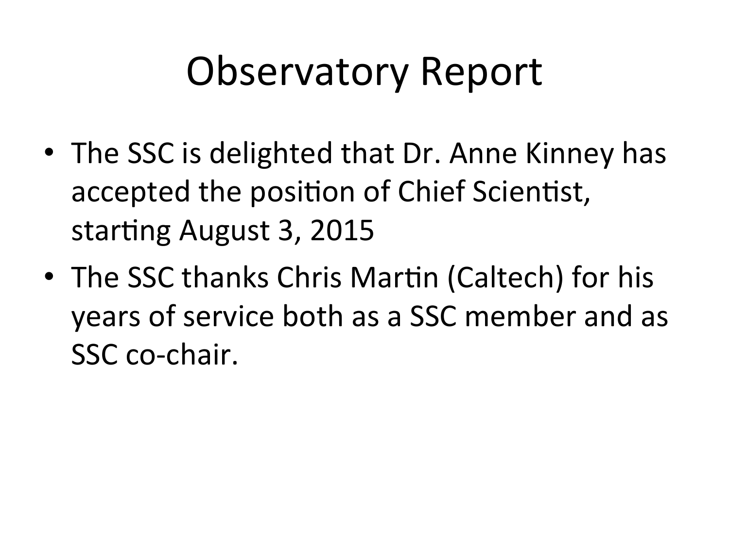# Observatory Report

- The SSC is delighted that Dr. Anne Kinney has accepted the position of Chief Scientist, starting August 3, 2015
- The SSC thanks Chris Martin (Caltech) for his years of service both as a SSC member and as SSC co-chair.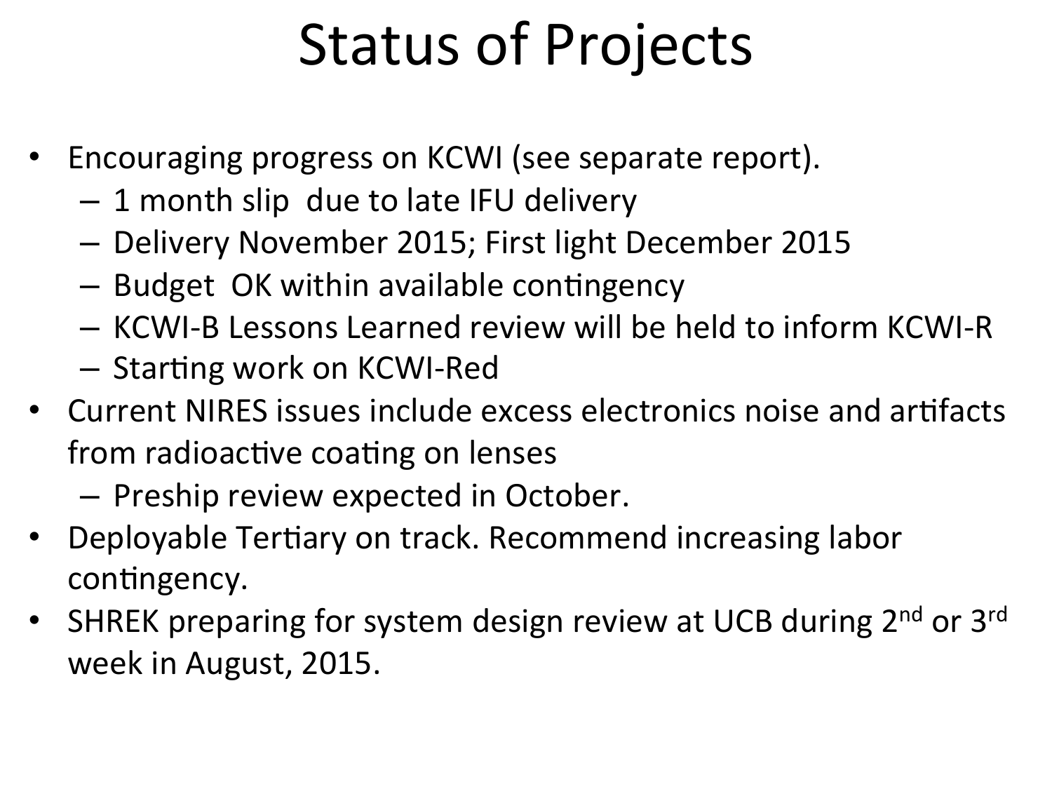# Status of Projects

- Encouraging progress on KCWI (see separate report).
  - 1 month slip due to late IFU delivery
  - Delivery November 2015; First light December 2015
  - Budget OK within available contingency
  - KCWI-B Lessons Learned review will be held to inform KCWI-R
  - Starting work on KCWI-Red
- Current NIRES issues include excess electronics noise and artifacts from radioactive coating on lenses
  - Preship review expected in October.
- Deployable Tertiary on track. Recommend increasing labor contingency.
- SHREK preparing for system design review at UCB during 2nd or 3rd week in August, 2015.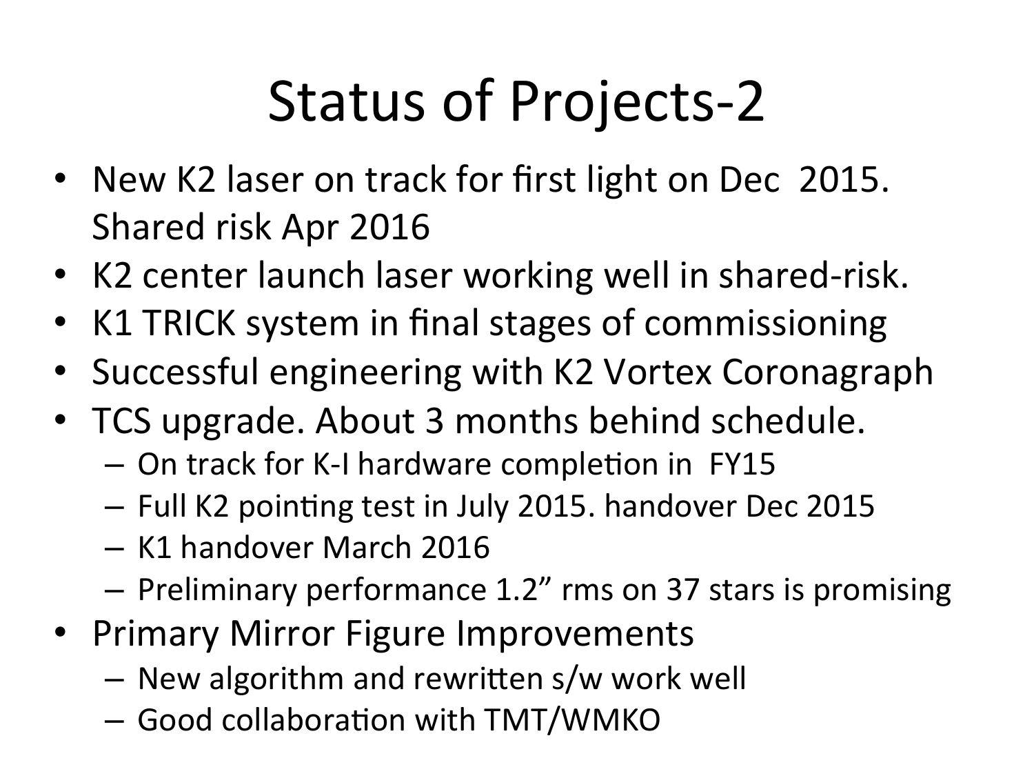# Status of Projects-2

- New K2 laser on track for first light on Dec 2015. Shared risk Apr 2016
- K2 center launch laser working well in shared-risk.
- K1 TRICK system in final stages of commissioning
- Successful engineering with K2 Vortex Coronagraph
- TCS upgrade. About 3 months behind schedule.
  - On track for K-I hardware completion in FY15
  - Full K2 pointing test in July 2015. handover Dec 2015
  - K1 handover March 2016
  - Preliminary performance 1.2” rms on 37 stars is promising
- Primary Mirror Figure Improvements
  - New algorithm and rewritten s/w work well
  - Good collaboration with TMT/WMKO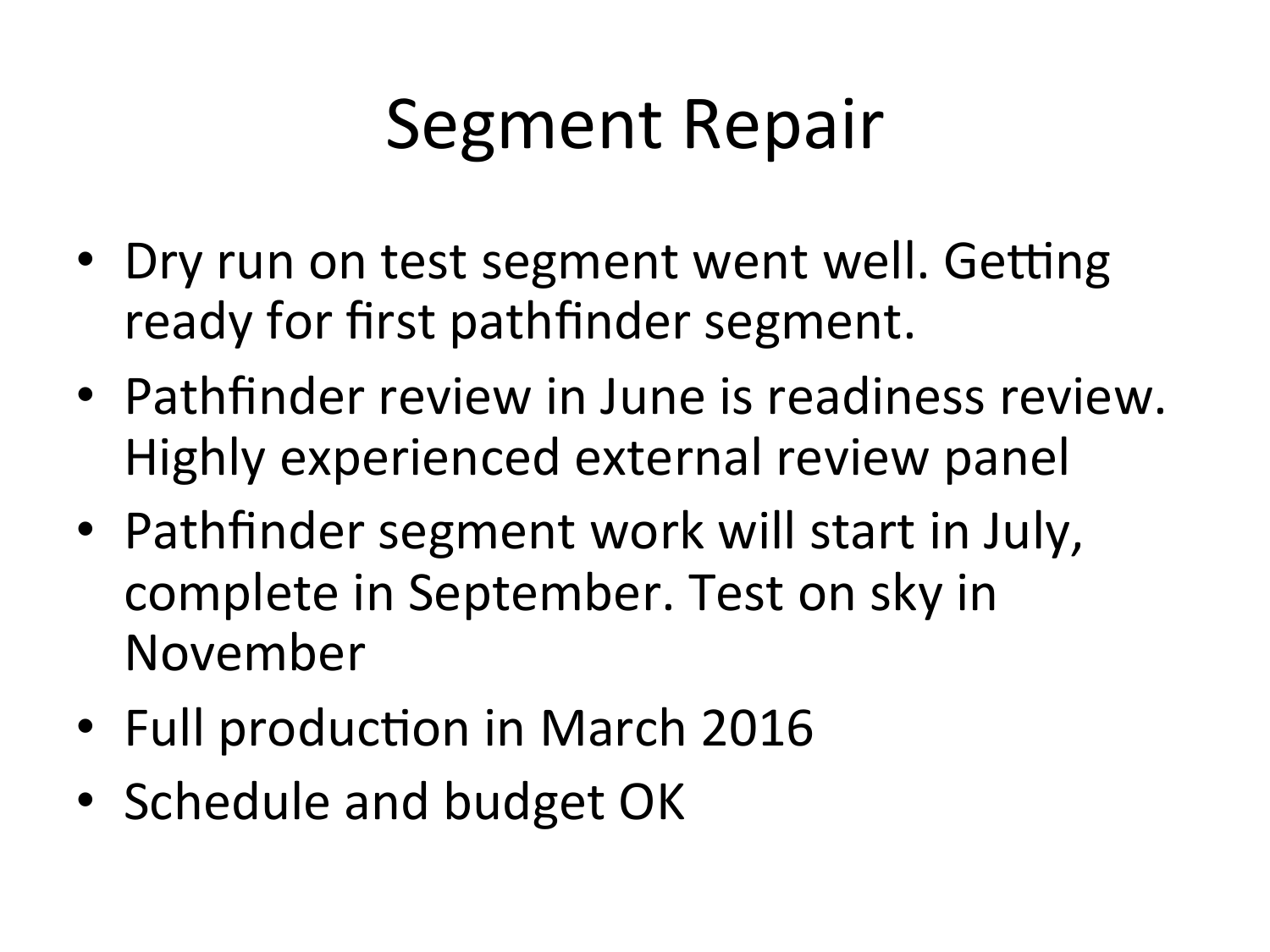# Segment Repair

- Dry run on test segment went well. Getting ready for first pathfinder segment.
- Pathfinder review in June is readiness review. Highly experienced external review panel
- Pathfinder segment work will start in July, complete in September. Test on sky in November
- Full production in March 2016
- Schedule and budget OK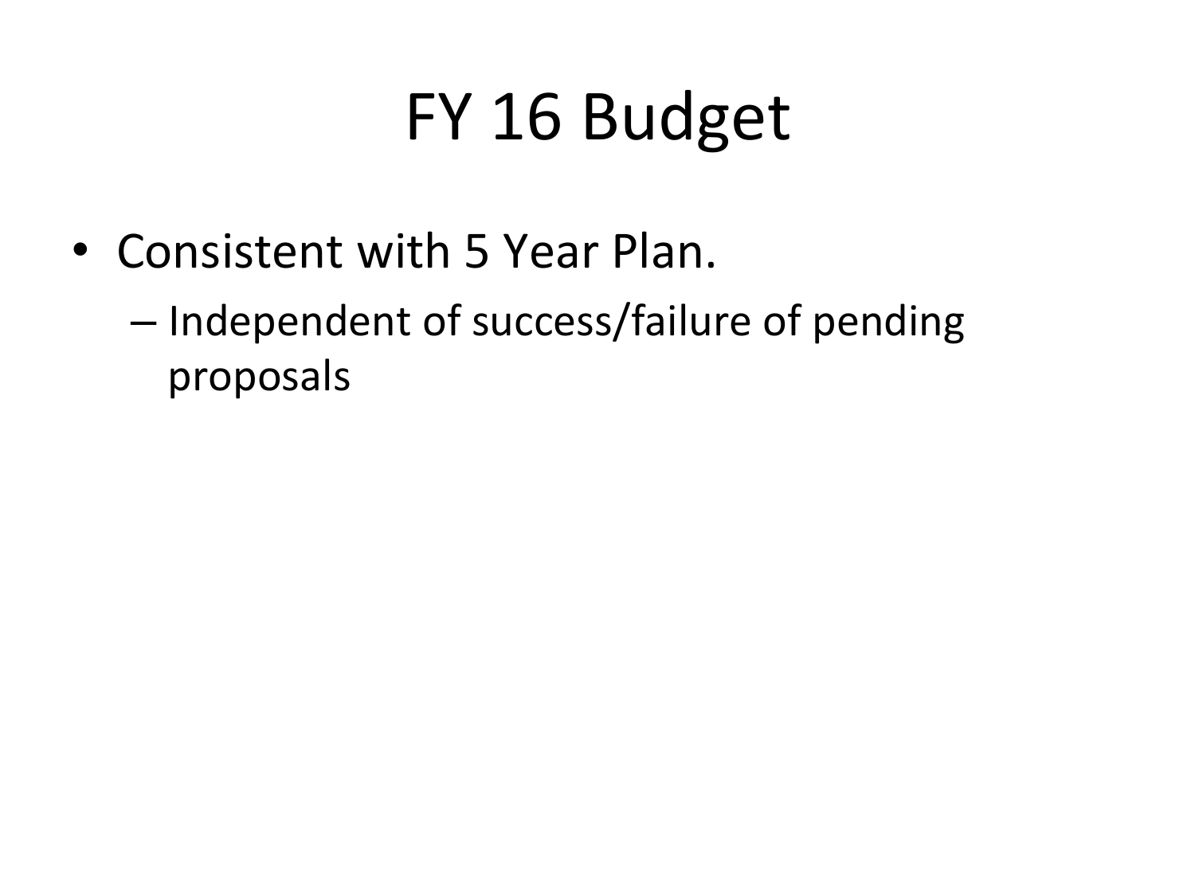# FY 16 Budget

- Consistent with 5 Year Plan.
  - Independent of success/failure of pending proposals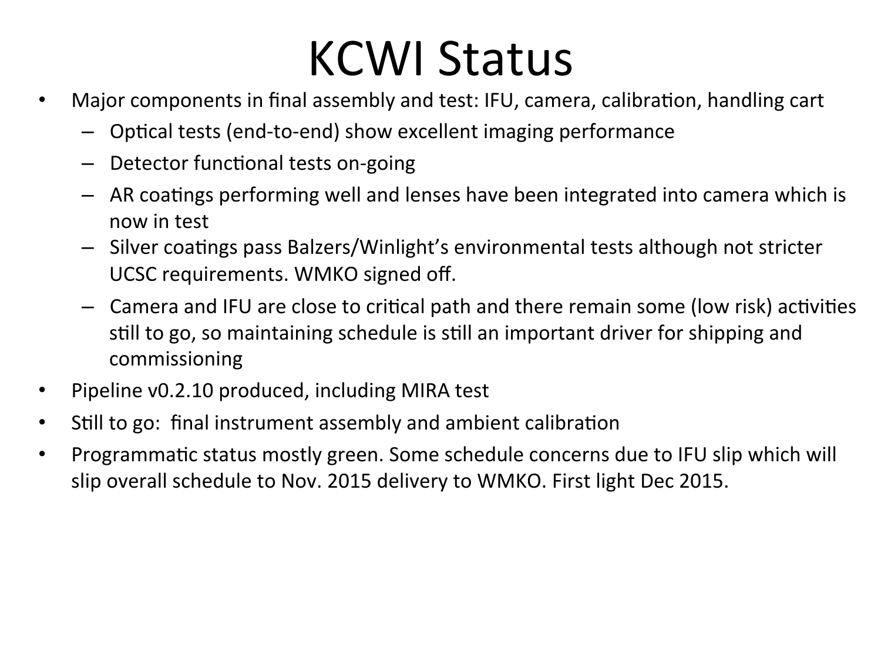# KCWI Status

- Major components in final assembly and test: IFU, camera, calibration, handling cart
  - Optical tests (end-to-end) show excellent imaging performance
  - Detector functional tests on-going
  - AR coatings performing well and lenses have been integrated into camera which is now in test
  - Silver coatings pass Balzers/Winlight's environmental tests although not stricter UCSC requirements. WMKO signed off.
  - Camera and IFU are close to critical path and there remain some (low risk) activities still to go, so maintaining schedule is still an important driver for shipping and commissioning
- Pipeline v0.2.10 produced, including MIRA test
- Still to go: final instrument assembly and ambient calibration
- Programmatic status mostly green. Some schedule concerns due to IFU slip which will slip overall schedule to Nov. 2015 delivery to WMKO. First light Dec 2015.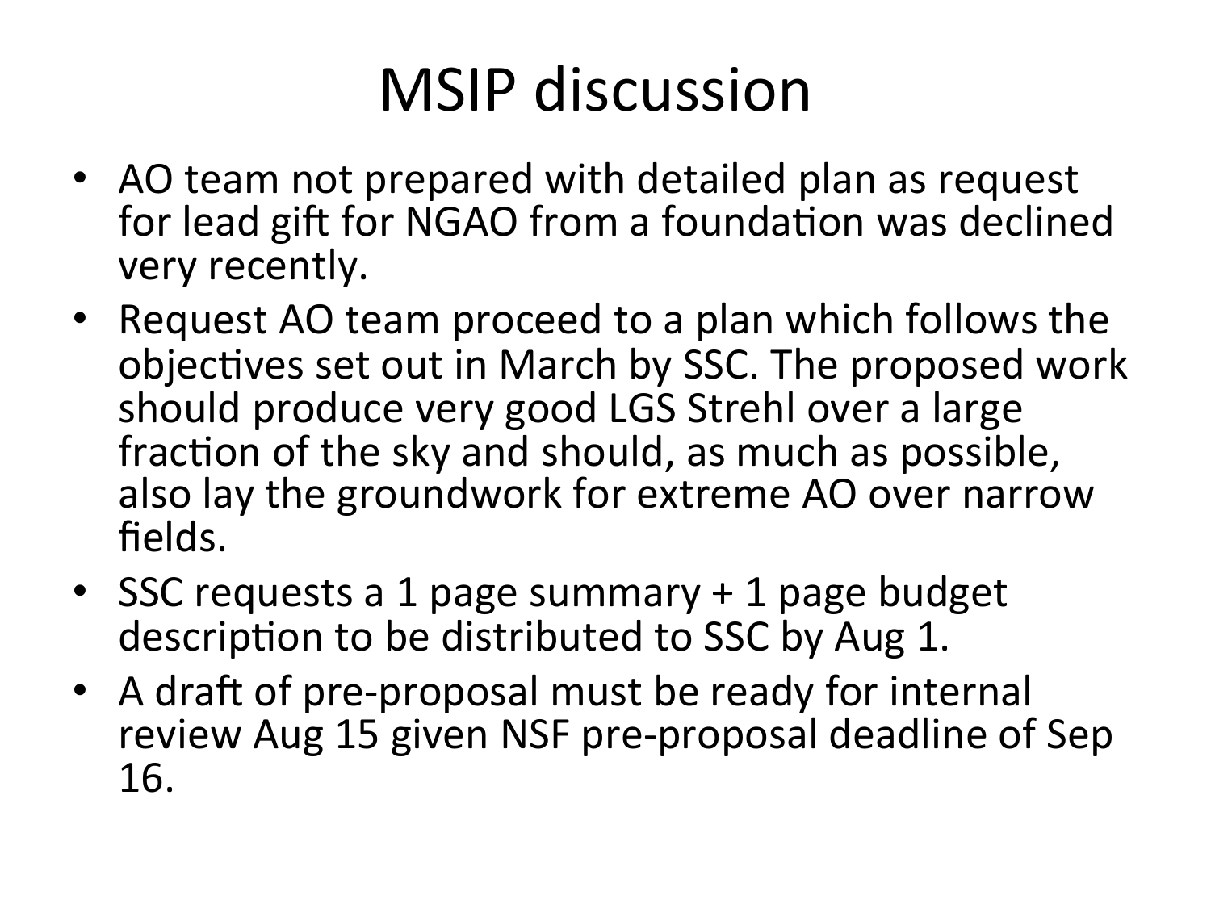# MSIP discussion

- AO team not prepared with detailed plan as request for lead gift for NGAO from a foundation was declined very recently.
- Request AO team proceed to a plan which follows the objectives set out in March by SSC. The proposed work should produce very good LGS Strehl over a large fraction of the sky and should, as much as possible, also lay the groundwork for extreme AO over narrow fields.
- SSC requests a 1 page summary + 1 page budget description to be distributed to SSC by Aug 1.
- A draft of pre-proposal must be ready for internal review Aug 15 given NSF pre-proposal deadline of Sep 16.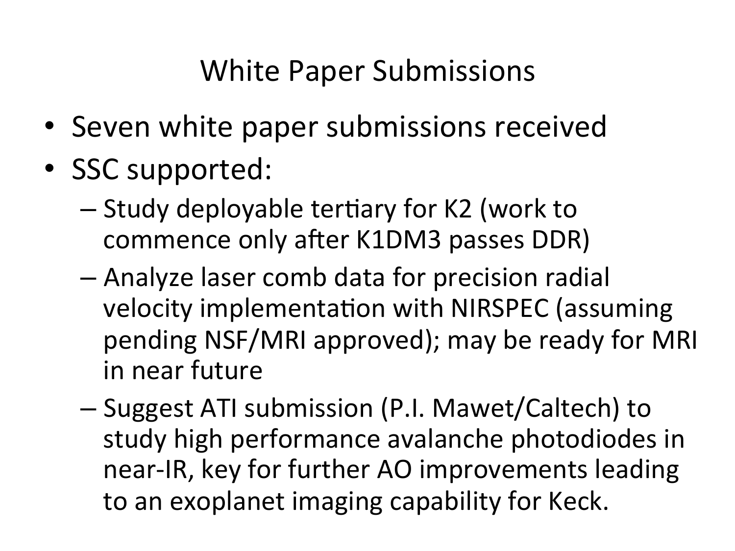# White Paper Submissions

- Seven white paper submissions received
- SSC supported:
  - Study deployable tertiary for K2 (work to commence only after K1DM3 passes DDR)
  - Analyze laser comb data for precision radial velocity implementation with NIRSPEC (assuming pending NSF/MRI approved); may be ready for MRI in near future
  - Suggest ATI submission (P.I. Mawet/Caltech) to study high performance avalanche photodiodes in near-IR, key for further AO improvements leading to an exoplanet imaging capability for Keck.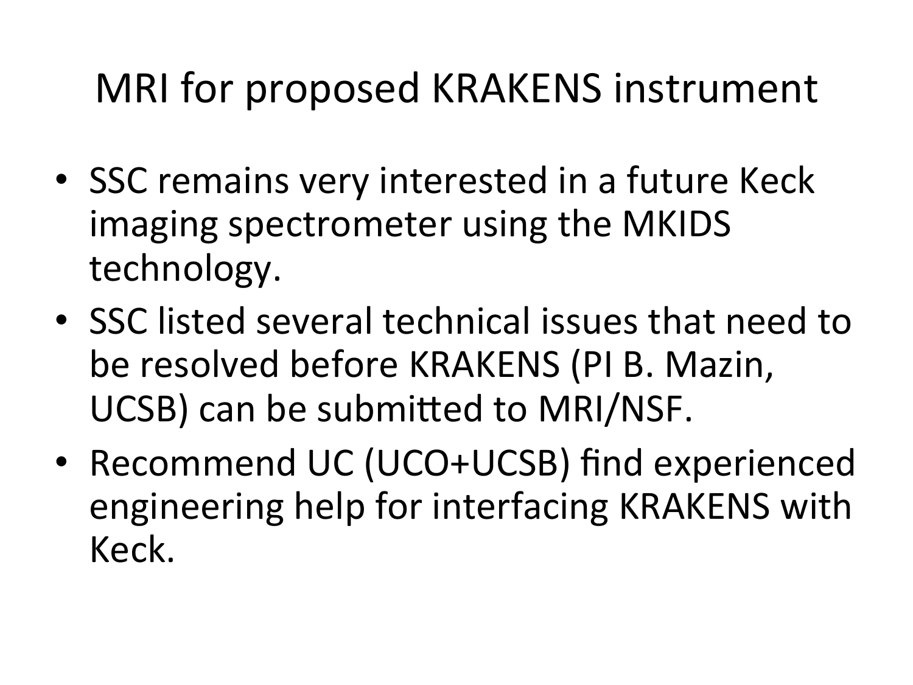# MRI for proposed KRAKENS instrument

- SSC remains very interested in a future Keck imaging spectrometer using the MKIDS technology.
- SSC listed several technical issues that need to be resolved before KRAKENS (PI B. Mazin, UCSB) can be submitted to MRI/NSF.
- Recommend UC (UCO+UCSB) find experienced engineering help for interfacing KRAKENS with Keck.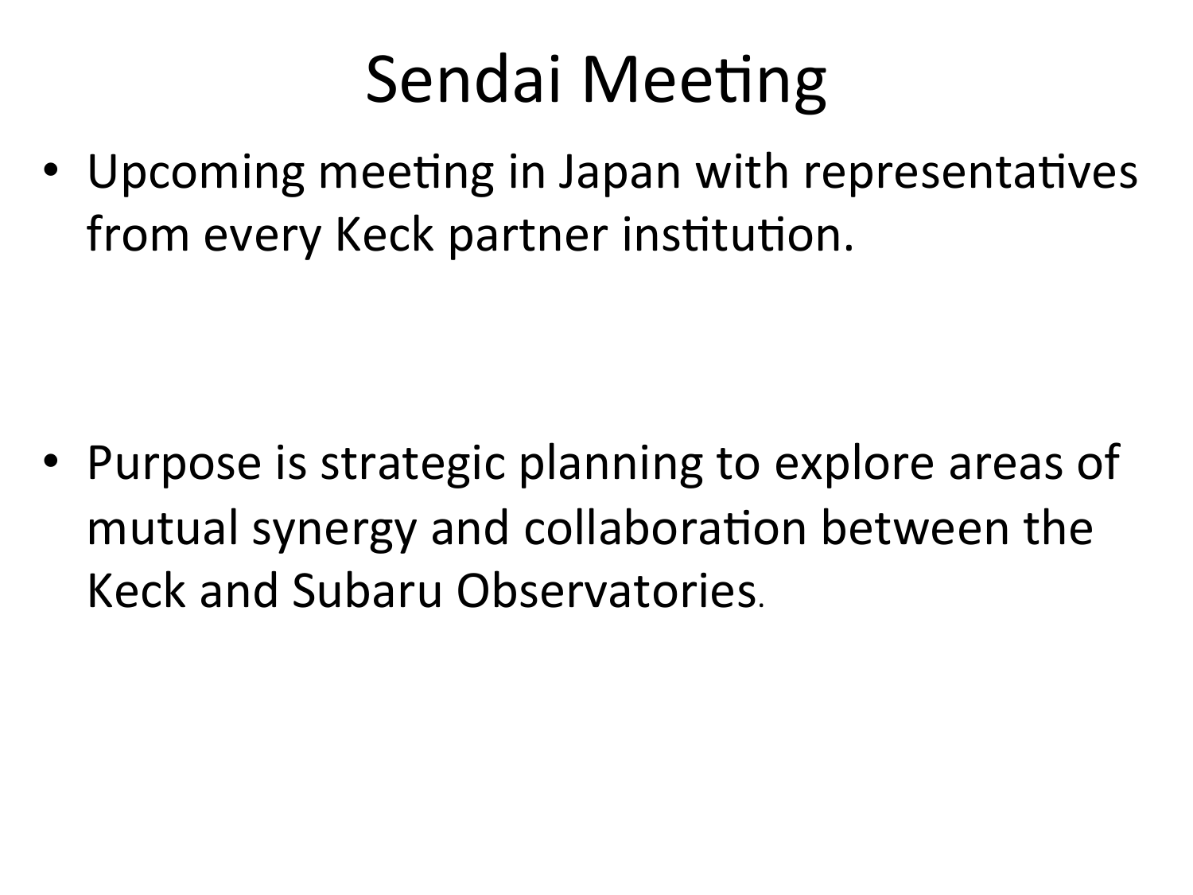# Sendai Meeting

- Upcoming meeting in Japan with representatives from every Keck partner institution.

- Purpose is strategic planning to explore areas of mutual synergy and collaboration between the Keck and Subaru Observatories.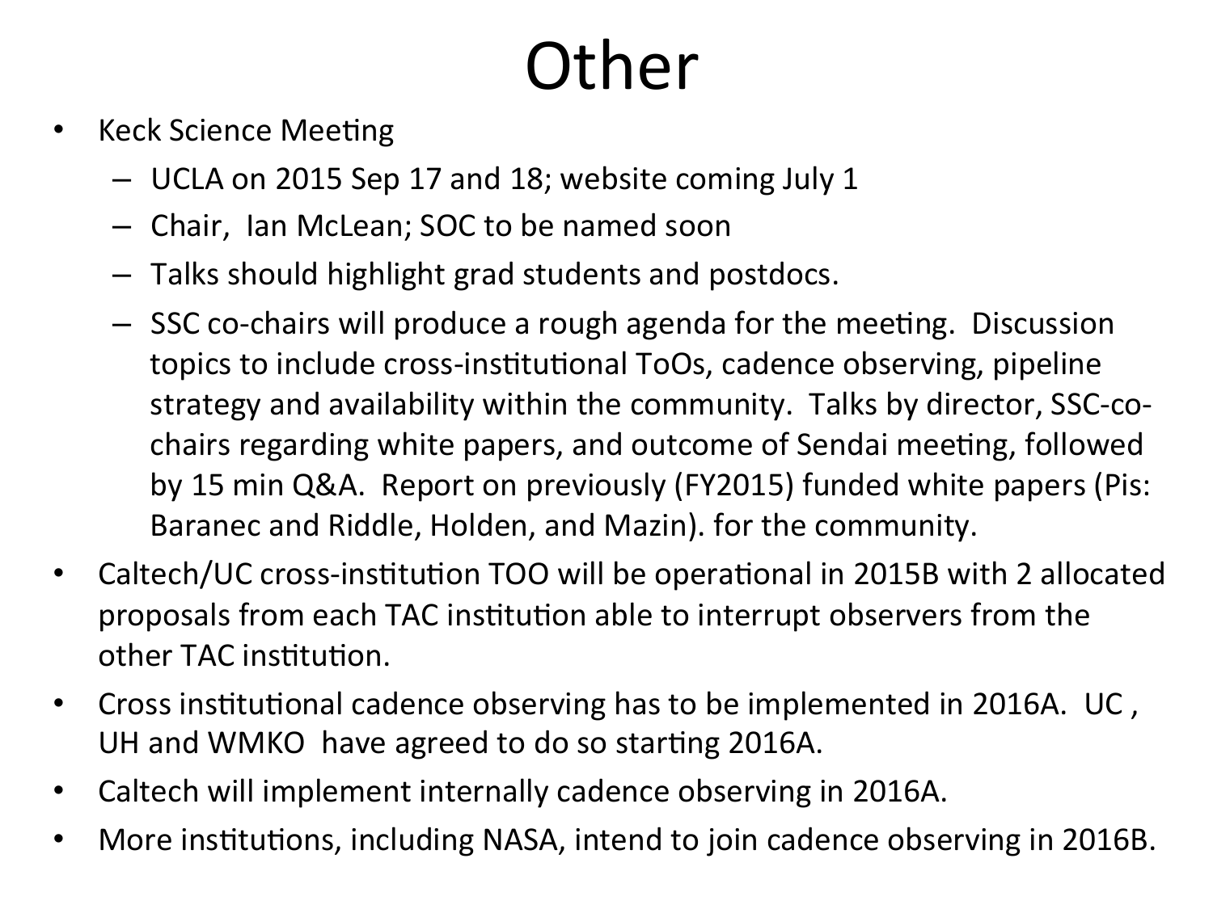# Other

- Keck Science Meeting
  - UCLA on 2015 Sep 17 and 18; website coming July 1
  - Chair, Ian McLean; SOC to be named soon
  - Talks should highlight grad students and postdocs.
  - SSC co-chairs will produce a rough agenda for the meeting. Discussion topics to include cross-institutional ToOs, cadence observing, pipeline strategy and availability within the community. Talks by director, SSC-co-chairs regarding white papers, and outcome of Sendai meeting, followed by 15 min Q&A. Report on previously (FY2015) funded white papers (Pis: Baranec and Riddle, Holden, and Mazin). for the community.
- Caltech/UC cross-institution TOO will be operational in 2015B with 2 allocated proposals from each TAC institution able to interrupt observers from the other TAC institution.
- Cross institutional cadence observing has to be implemented in 2016A. UC , UH and WMKO have agreed to do so starting 2016A.
- Caltech will implement internally cadence observing in 2016A.
- More institutions, including NASA, intend to join cadence observing in 2016B.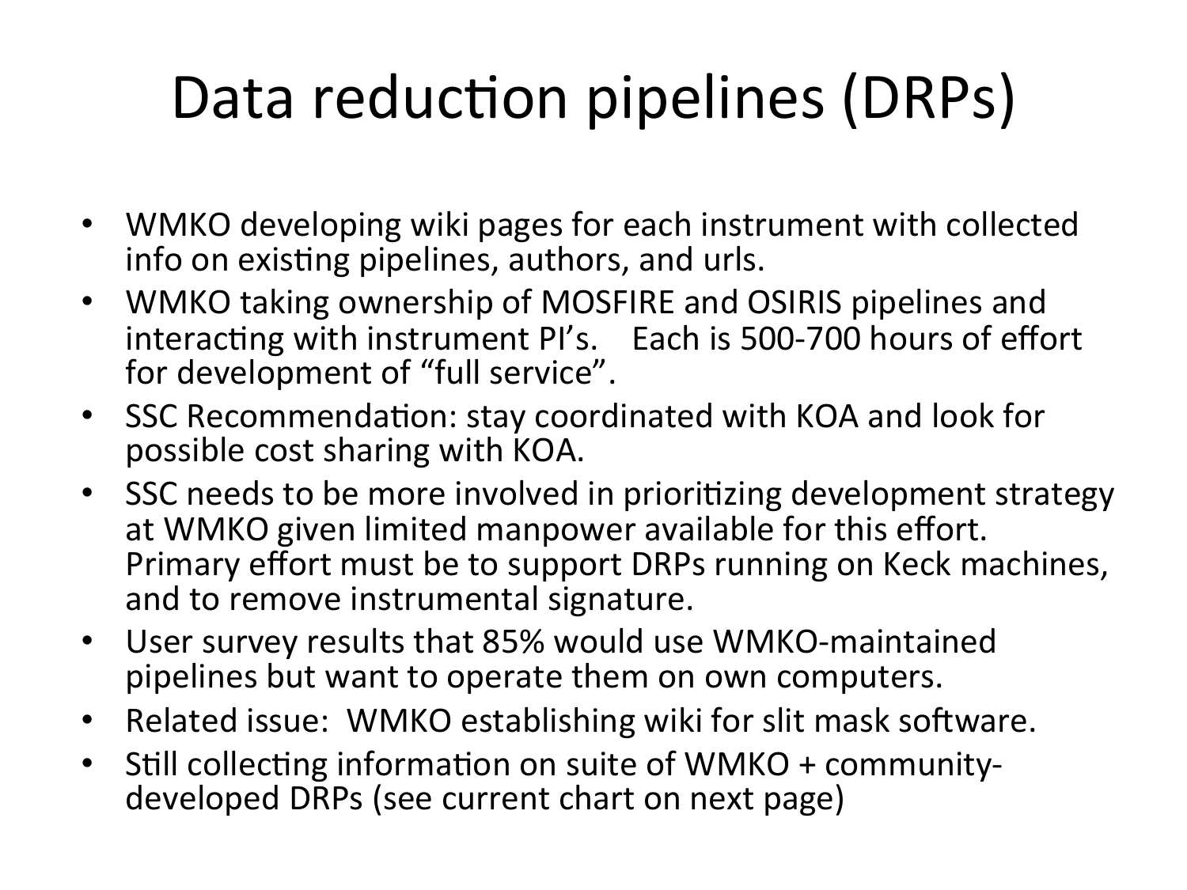# Data reduction pipelines (DRPs)

- WMKO developing wiki pages for each instrument with collected info on existing pipelines, authors, and urls.
- WMKO taking ownership of MOSFIRE and OSIRIS pipelines and interacting with instrument PI's. Each is 500-700 hours of effort for development of "full service".
- SSC Recommendation: stay coordinated with KOA and look for possible cost sharing with KOA.
- SSC needs to be more involved in prioritizing development strategy at WMKO given limited manpower available for this effort. Primary effort must be to support DRPs running on Keck machines, and to remove instrumental signature.
- User survey results that 85% would use WMKO-maintained pipelines but want to operate them on own computers.
- Related issue: WMKO establishing wiki for slit mask software.
- Still collecting information on suite of WMKO + community-developed DRPs (see current chart on next page)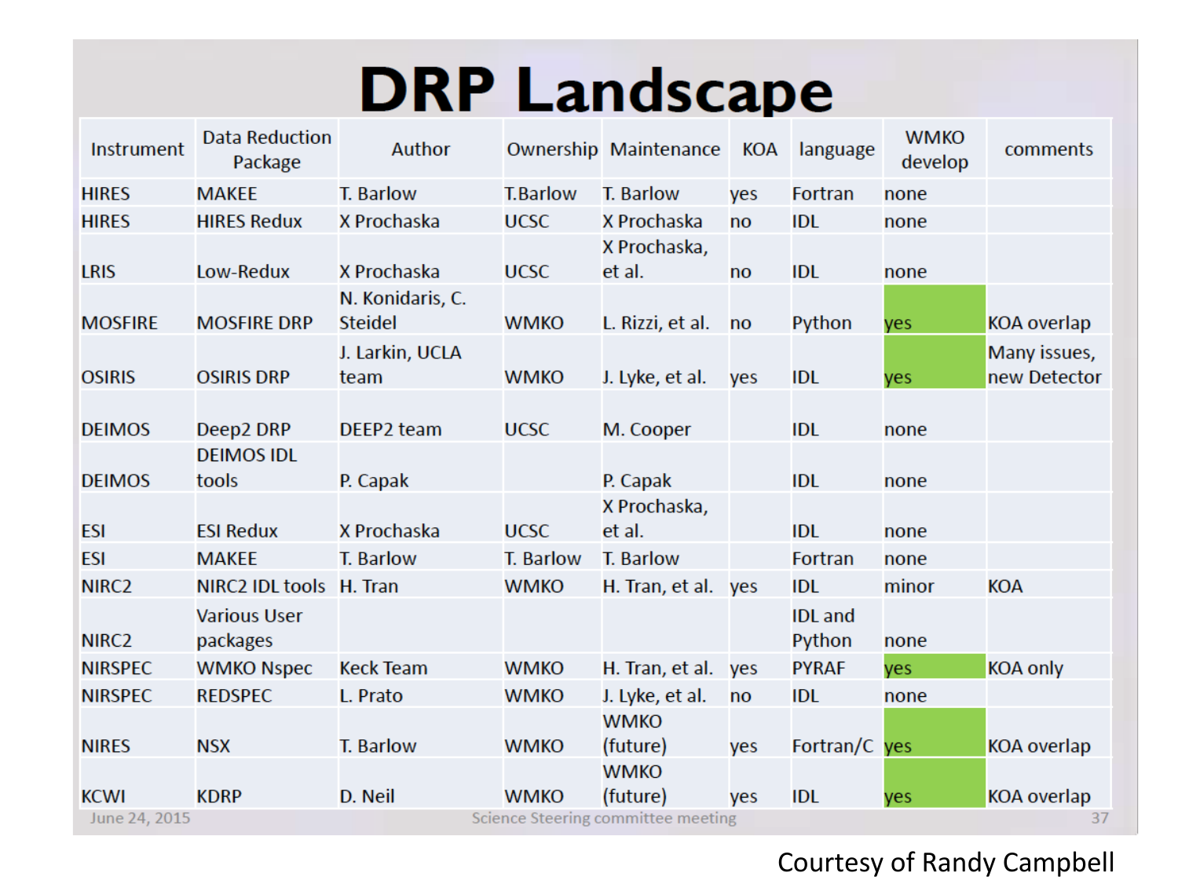# DRP Landscape

| Instrument | Data Reduction Package | Author | Ownership | Maintenance | KOA | language | WMKO develop | comments |
|---|---|---|---|---|---|---|---|---|
| HIRES | MAKEE | T. Barlow | T.Barlow | T. Barlow | yes | Fortran | none | |
| HIRES | HIRES Redux | X Prochaska | UCSC | X Prochaska | no | IDL | none | |
| LRIS | Low-Redux | X Prochaska | UCSC | X Prochaska, et al. | no | IDL | none | |
| MOSFIRE | MOSFIRE DRP | N. Konidaris, C. Steidel | WMKO | L. Rizzi, et al. | no | Python | yes | KOA overlap |
| OSIRIS | OSIRIS DRP | J. Larkin, UCLA team | WMKO | J. Lyke, et al. | yes | IDL | yes | Many issues, new Detector |
| DEIMOS | Deep2 DRP | DEEP2 team | UCSC | M. Cooper | | IDL | none | |
| DEIMOS | DEIMOS IDL tools | P. Capak | | P. Capak | | IDL | none | |
| ESI | ESI Redux | X Prochaska | UCSC | X Prochaska, et al. | | IDL | none | |
| ESI | MAKEE | T. Barlow | T. Barlow | T. Barlow | | Fortran | none | |
| NIRC2 | NIRC2 IDL tools | H. Tran | WMKO | H. Tran, et al. | yes | IDL | minor | KOA |
| NIRC2 | Various User packages | | | | | IDL and Python | none | |
| NIRSPEC | WMKO Nspec | Keck Team | WMKO | H. Tran, et al. | yes | PYRAF | yes | KOA only |
| NIRSPEC | REDSPEC | L. Prato | WMKO | J. Lyke, et al. | no | IDL | none | |
| NIRES | NSX | T. Barlow | WMKO | WMKO (future) | yes | Fortran/C | yes | KOA overlap |
| KCWI | KDRP | D. Neil | WMKO | WMKO (future) | yes | IDL | yes | KOA overlap |

June 24, 2015 Science Steering committee meeting

Courtesy of Randy Campbell